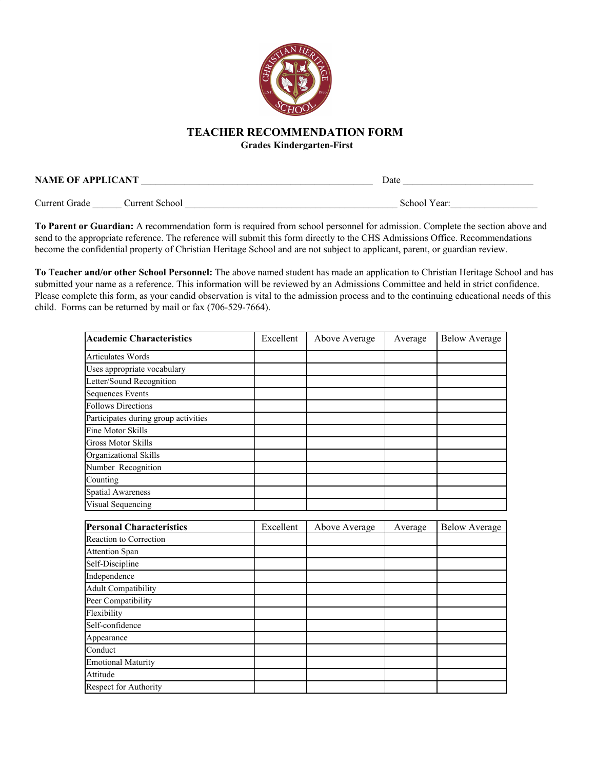# TEACHER RECOMMENDATION FORM

**Grades Kindergarten-First**

**NAME OF APPLICANT** ________________________________________________ Date ___________________________

Current Grade ______ Current School ____________________________________________ School Year:_________________

**To Parent or Guardian:** A recommendation form is required from school personnel for admission. Complete the section above and send to the appropriate reference. The reference will submit this form directly to the CHS Admissions Office. Recommendations become the confidential property of Christian Heritage School and are not subject to applicant, parent, or guardian review.

**To Teacher and/or other School Personnel:** The above named student has made an application to Christian Heritage School and has submitted your name as a reference. This information will be reviewed by an Admissions Committee and held in strict confidence. Please complete this form, as your candid observation is vital to the admission process and to the continuing educational needs of this child. Forms can be returned by mail or fax (706-529-7664).

| **Academic Characteristics** | Excellent | Above Average | Average | Below Average |
|---|---|---|---|---|
| Articulates Words | | | | |
| Uses appropriate vocabulary | | | | |
| Letter/Sound Recognition | | | | |
| Sequences Events | | | | |
| Follows Directions | | | | |
| Participates during group activities | | | | |
| Fine Motor Skills | | | | |
| Gross Motor Skills | | | | |
| Organizational Skills | | | | |
| Number Recognition | | | | |
| Counting | | | | |
| Spatial Awareness | | | | |
| Visual Sequencing | | | | |

| **Personal Characteristics** | Excellent | Above Average | Average | Below Average |
|---|---|---|---|---|
| Reaction to Correction | | | | |
| Attention Span | | | | |
| Self-Discipline | | | | |
| Independence | | | | |
| Adult Compatibility | | | | |
| Peer Compatibility | | | | |
| Flexibility | | | | |
| Self-confidence | | | | |
| Appearance | | | | |
| Conduct | | | | |
| Emotional Maturity | | | | |
| Attitude | | | | |
| Respect for Authority | | | | |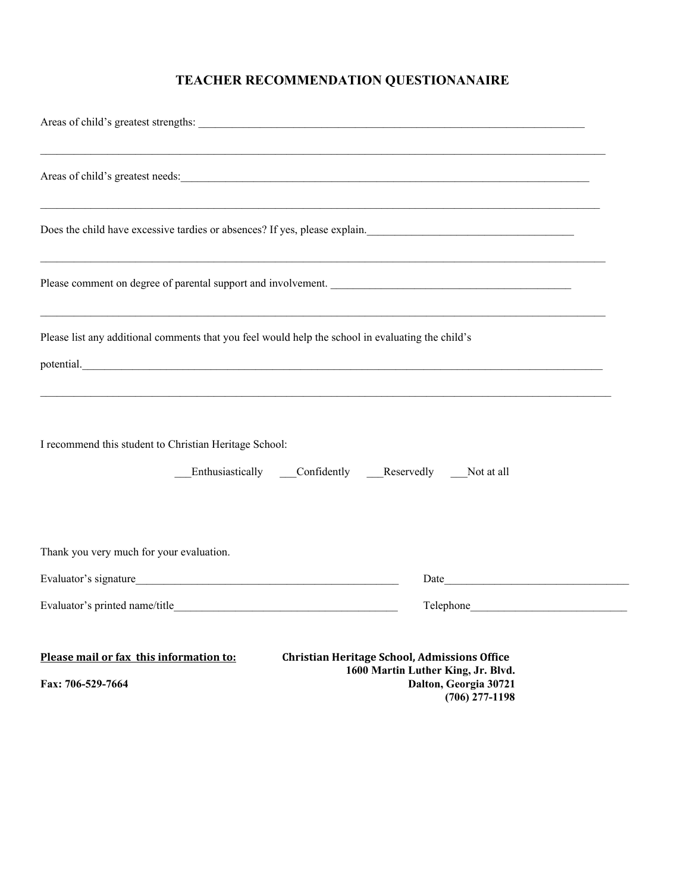# TEACHER RECOMMENDATION QUESTIONANAIRE

Areas of child's greatest strengths: ___________________________________________________________________________

______________________________________________________________________________________________________

Areas of child's greatest needs:_________________________________________________________________________

______________________________________________________________________________________________________

Does the child have excessive tardies or absences? If yes, please explain.______________________________________

______________________________________________________________________________________________________

Please comment on degree of parental support and involvement. ____________________________________________

______________________________________________________________________________________________________

Please list any additional comments that you feel would help the school in evaluating the child's

potential.______________________________________________________________________________________________

______________________________________________________________________________________________________

I recommend this student to Christian Heritage School:

___Enthusiastically ___Confidently ___Reservedly ___Not at all

Thank you very much for your evaluation.

Evaluator's signature_________________________________________________ Date_________________________________

Evaluator's printed name/title_________________________________________ Telephone____________________________

**Please mail or fax this information to:**

**Christian Heritage School, Admissions Office**
**1600 Martin Luther King, Jr. Blvd.**
**Dalton, Georgia 30721**
**(706) 277-1198**

**Fax: 706-529-7664**